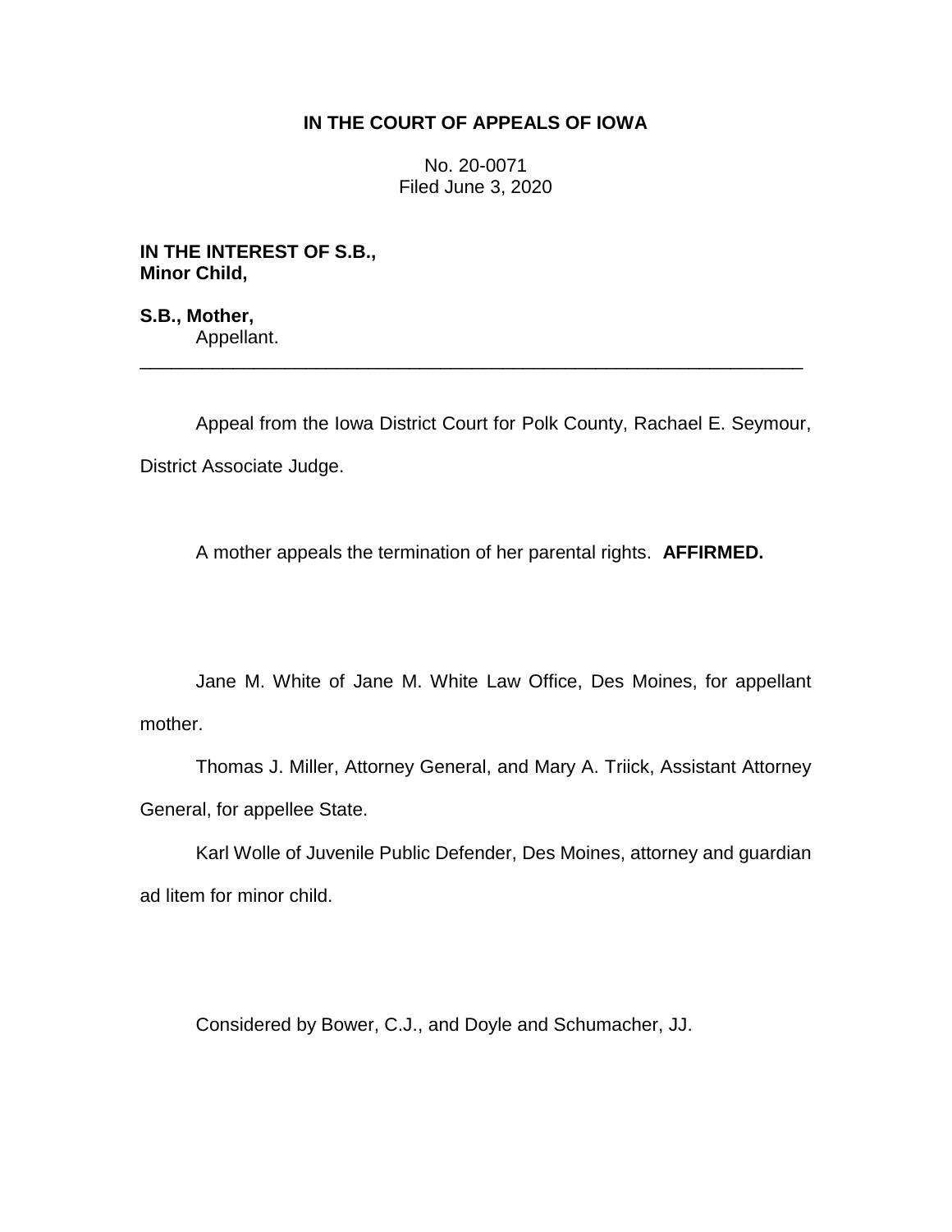**IN THE COURT OF APPEALS OF IOWA**

No. 20-0071
Filed June 3, 2020

**IN THE INTEREST OF S.B.,**
**Minor Child,**

**S.B., Mother,**
Appellant.

---

Appeal from the Iowa District Court for Polk County, Rachael E. Seymour, District Associate Judge.

A mother appeals the termination of her parental rights. **AFFIRMED.**

Jane M. White of Jane M. White Law Office, Des Moines, for appellant mother.

Thomas J. Miller, Attorney General, and Mary A. Triick, Assistant Attorney General, for appellee State.

Karl Wolle of Juvenile Public Defender, Des Moines, attorney and guardian ad litem for minor child.

Considered by Bower, C.J., and Doyle and Schumacher, JJ.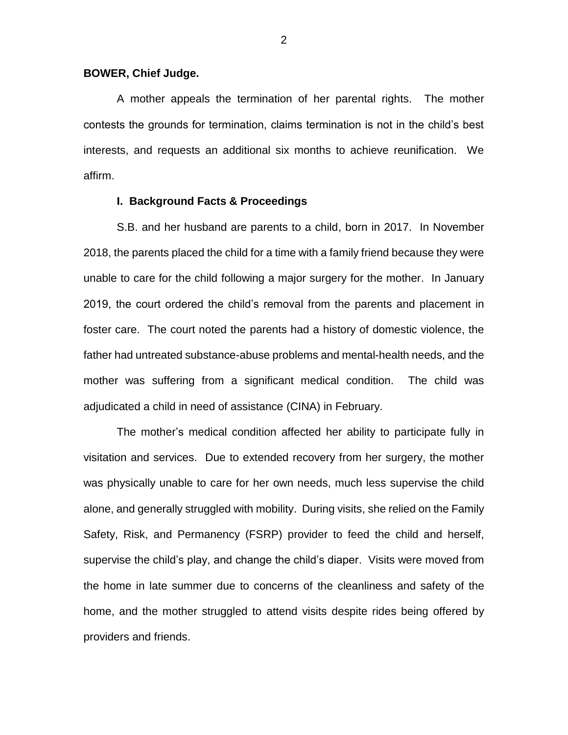**BOWER, Chief Judge.**

A mother appeals the termination of her parental rights. The mother contests the grounds for termination, claims termination is not in the child's best interests, and requests an additional six months to achieve reunification. We affirm.

## I. Background Facts & Proceedings

S.B. and her husband are parents to a child, born in 2017. In November 2018, the parents placed the child for a time with a family friend because they were unable to care for the child following a major surgery for the mother. In January 2019, the court ordered the child's removal from the parents and placement in foster care. The court noted the parents had a history of domestic violence, the father had untreated substance-abuse problems and mental-health needs, and the mother was suffering from a significant medical condition. The child was adjudicated a child in need of assistance (CINA) in February.

The mother's medical condition affected her ability to participate fully in visitation and services. Due to extended recovery from her surgery, the mother was physically unable to care for her own needs, much less supervise the child alone, and generally struggled with mobility. During visits, she relied on the Family Safety, Risk, and Permanency (FSRP) provider to feed the child and herself, supervise the child's play, and change the child's diaper. Visits were moved from the home in late summer due to concerns of the cleanliness and safety of the home, and the mother struggled to attend visits despite rides being offered by providers and friends.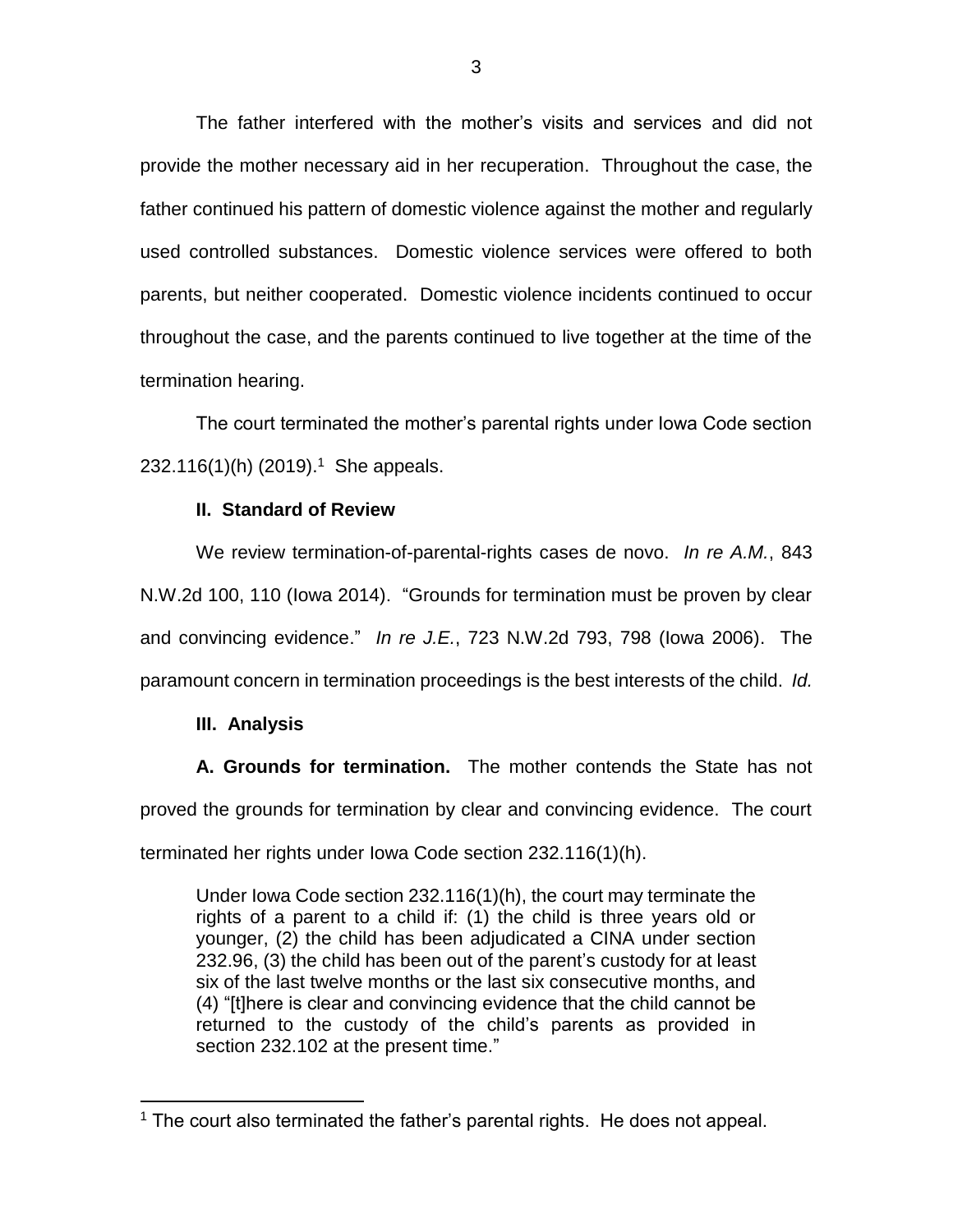The father interfered with the mother's visits and services and did not provide the mother necessary aid in her recuperation. Throughout the case, the father continued his pattern of domestic violence against the mother and regularly used controlled substances. Domestic violence services were offered to both parents, but neither cooperated. Domestic violence incidents continued to occur throughout the case, and the parents continued to live together at the time of the termination hearing.

The court terminated the mother's parental rights under Iowa Code section 232.116(1)(h) (2019).[1] She appeals.

### II. Standard of Review

We review termination-of-parental-rights cases de novo. *In re A.M.*, 843 N.W.2d 100, 110 (Iowa 2014). "Grounds for termination must be proven by clear and convincing evidence." *In re J.E.*, 723 N.W.2d 793, 798 (Iowa 2006). The paramount concern in termination proceedings is the best interests of the child. *Id.*

### III. Analysis

**A. Grounds for termination.** The mother contends the State has not proved the grounds for termination by clear and convincing evidence. The court terminated her rights under Iowa Code section 232.116(1)(h).

> Under Iowa Code section 232.116(1)(h), the court may terminate the rights of a parent to a child if: (1) the child is three years old or younger, (2) the child has been adjudicated a CINA under section 232.96, (3) the child has been out of the parent's custody for at least six of the last twelve months or the last six consecutive months, and (4) "[t]here is clear and convincing evidence that the child cannot be returned to the custody of the child's parents as provided in section 232.102 at the present time."

---

[1] The court also terminated the father's parental rights. He does not appeal.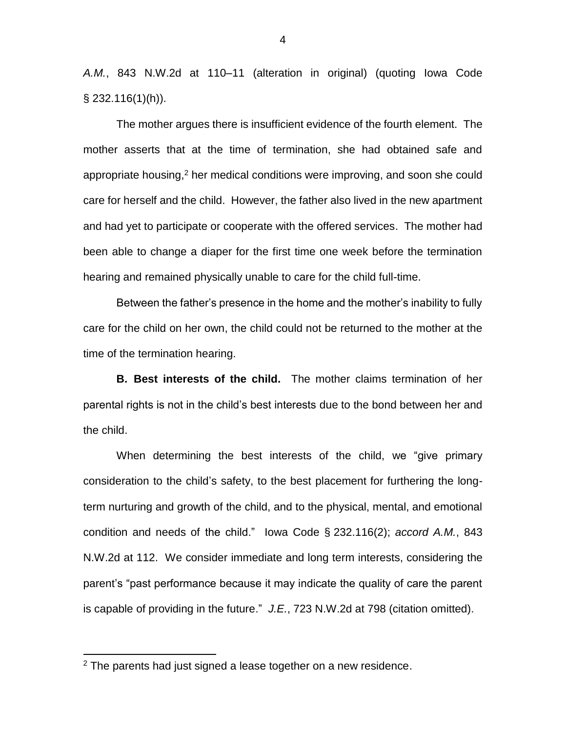*A.M.*, 843 N.W.2d at 110–11 (alteration in original) (quoting Iowa Code § 232.116(1)(h)).

The mother argues there is insufficient evidence of the fourth element. The mother asserts that at the time of termination, she had obtained safe and appropriate housing,[2] her medical conditions were improving, and soon she could care for herself and the child. However, the father also lived in the new apartment and had yet to participate or cooperate with the offered services. The mother had been able to change a diaper for the first time one week before the termination hearing and remained physically unable to care for the child full-time.

Between the father's presence in the home and the mother's inability to fully care for the child on her own, the child could not be returned to the mother at the time of the termination hearing.

**B. Best interests of the child.** The mother claims termination of her parental rights is not in the child's best interests due to the bond between her and the child.

When determining the best interests of the child, we "give primary consideration to the child's safety, to the best placement for furthering the long-term nurturing and growth of the child, and to the physical, mental, and emotional condition and needs of the child." Iowa Code § 232.116(2); *accord A.M.*, 843 N.W.2d at 112. We consider immediate and long term interests, considering the parent's "past performance because it may indicate the quality of care the parent is capable of providing in the future." *J.E.*, 723 N.W.2d at 798 (citation omitted).

[2] The parents had just signed a lease together on a new residence.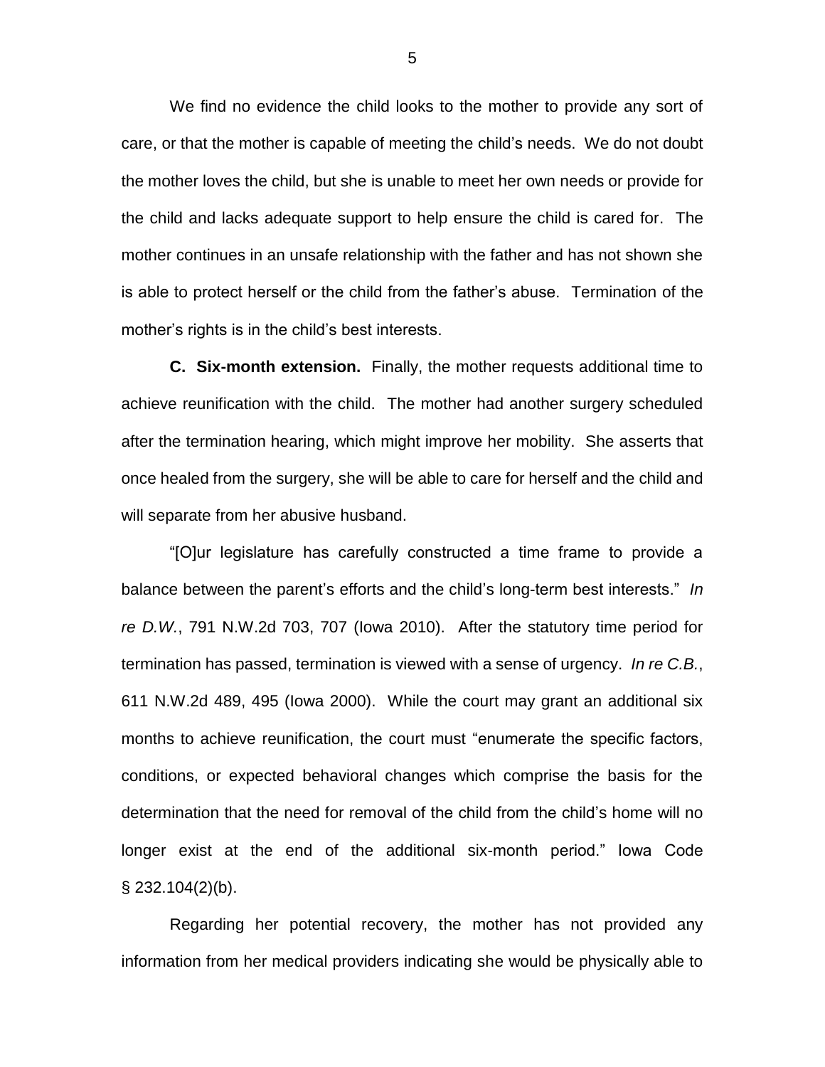We find no evidence the child looks to the mother to provide any sort of care, or that the mother is capable of meeting the child's needs. We do not doubt the mother loves the child, but she is unable to meet her own needs or provide for the child and lacks adequate support to help ensure the child is cared for. The mother continues in an unsafe relationship with the father and has not shown she is able to protect herself or the child from the father's abuse. Termination of the mother's rights is in the child's best interests.

**C. Six-month extension.** Finally, the mother requests additional time to achieve reunification with the child. The mother had another surgery scheduled after the termination hearing, which might improve her mobility. She asserts that once healed from the surgery, she will be able to care for herself and the child and will separate from her abusive husband.

"[O]ur legislature has carefully constructed a time frame to provide a balance between the parent's efforts and the child's long-term best interests." *In re D.W.*, 791 N.W.2d 703, 707 (Iowa 2010). After the statutory time period for termination has passed, termination is viewed with a sense of urgency. *In re C.B.*, 611 N.W.2d 489, 495 (Iowa 2000). While the court may grant an additional six months to achieve reunification, the court must "enumerate the specific factors, conditions, or expected behavioral changes which comprise the basis for the determination that the need for removal of the child from the child's home will no longer exist at the end of the additional six-month period." Iowa Code § 232.104(2)(b).

Regarding her potential recovery, the mother has not provided any information from her medical providers indicating she would be physically able to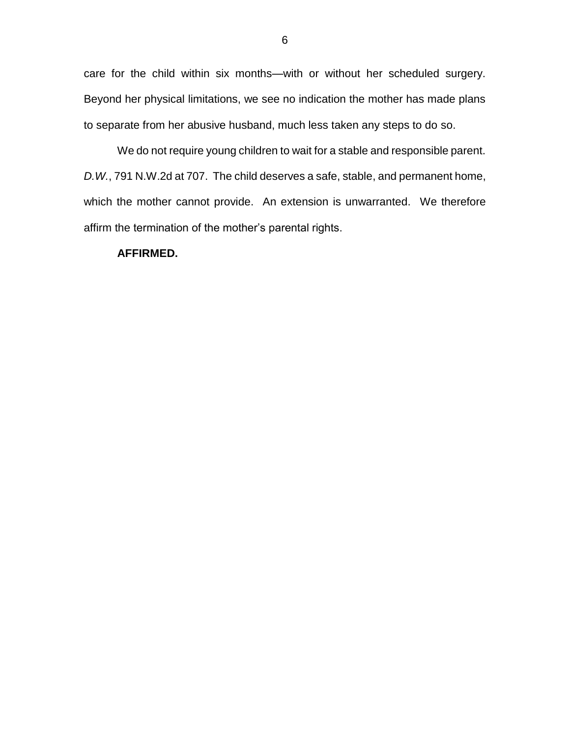care for the child within six months—with or without her scheduled surgery. Beyond her physical limitations, we see no indication the mother has made plans to separate from her abusive husband, much less taken any steps to do so.

We do not require young children to wait for a stable and responsible parent. *D.W.*, 791 N.W.2d at 707. The child deserves a safe, stable, and permanent home, which the mother cannot provide. An extension is unwarranted. We therefore affirm the termination of the mother's parental rights.

**AFFIRMED.**